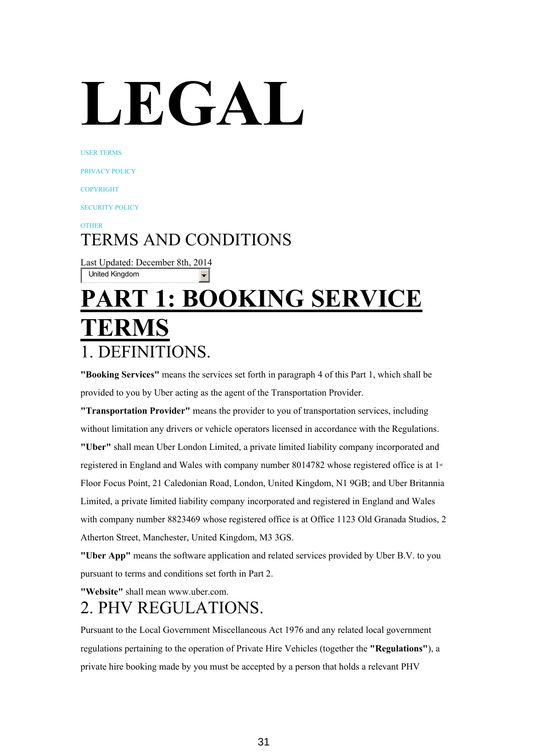# LEGAL

USER TERMS

PRIVACY POLICY

COPYRIGHT

SECURITY POLICY

OTHER

## TERMS AND CONDITIONS

Last Updated: December 8th, 2014

United Kingdom

# PART 1: BOOKING SERVICE TERMS

## 1. DEFINITIONS.

**"Booking Services"** means the services set forth in paragraph 4 of this Part 1, which shall be provided to you by Uber acting as the agent of the Transportation Provider.

**"Transportation Provider"** means the provider to you of transportation services, including without limitation any drivers or vehicle operators licensed in accordance with the Regulations.

**"Uber"** shall mean Uber London Limited, a private limited liability company incorporated and registered in England and Wales with company number 8014782 whose registered office is at 1st Floor Focus Point, 21 Caledonian Road, London, United Kingdom, N1 9GB; and Uber Britannia Limited, a private limited liability company incorporated and registered in England and Wales with company number 8823469 whose registered office is at Office 1123 Old Granada Studios, 2 Atherton Street, Manchester, United Kingdom, M3 3GS.

**"Uber App"** means the software application and related services provided by Uber B.V. to you pursuant to terms and conditions set forth in Part 2.

**"Website"** shall mean www.uber.com.

## 2. PHV REGULATIONS.

Pursuant to the Local Government Miscellaneous Act 1976 and any related local government regulations pertaining to the operation of Private Hire Vehicles (together the **"Regulations"**), a private hire booking made by you must be accepted by a person that holds a relevant PHV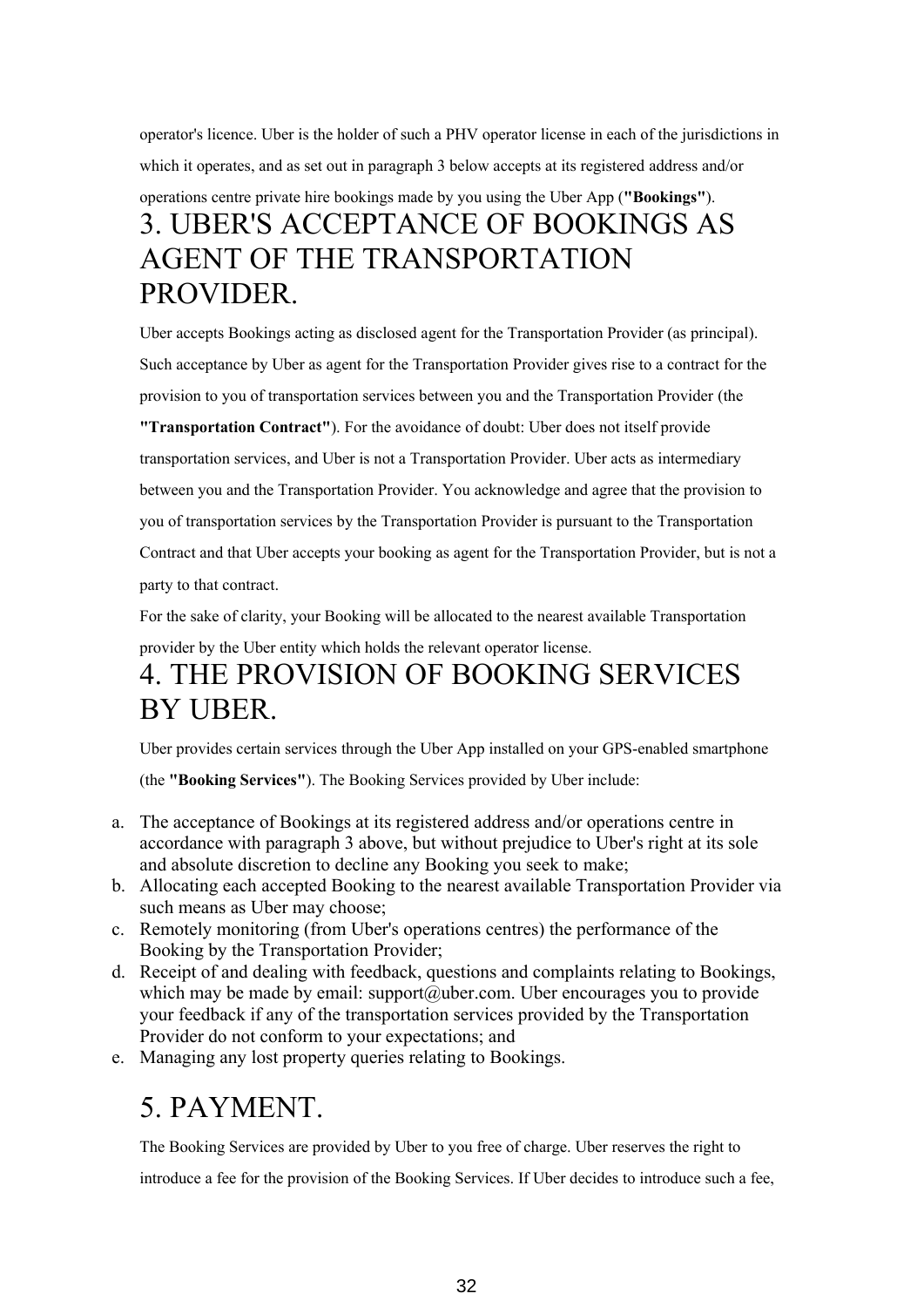operator's licence. Uber is the holder of such a PHV operator license in each of the jurisdictions in which it operates, and as set out in paragraph 3 below accepts at its registered address and/or operations centre private hire bookings made by you using the Uber App (**"Bookings"**).

## 3. UBER'S ACCEPTANCE OF BOOKINGS AS AGENT OF THE TRANSPORTATION PROVIDER.

Uber accepts Bookings acting as disclosed agent for the Transportation Provider (as principal). Such acceptance by Uber as agent for the Transportation Provider gives rise to a contract for the provision to you of transportation services between you and the Transportation Provider (the **"Transportation Contract"**). For the avoidance of doubt: Uber does not itself provide transportation services, and Uber is not a Transportation Provider. Uber acts as intermediary between you and the Transportation Provider. You acknowledge and agree that the provision to you of transportation services by the Transportation Provider is pursuant to the Transportation Contract and that Uber accepts your booking as agent for the Transportation Provider, but is not a party to that contract.

For the sake of clarity, your Booking will be allocated to the nearest available Transportation provider by the Uber entity which holds the relevant operator license.

## 4. THE PROVISION OF BOOKING SERVICES BY UBER.

Uber provides certain services through the Uber App installed on your GPS-enabled smartphone (the **"Booking Services"**). The Booking Services provided by Uber include:

a. The acceptance of Bookings at its registered address and/or operations centre in accordance with paragraph 3 above, but without prejudice to Uber's right at its sole and absolute discretion to decline any Booking you seek to make;
b. Allocating each accepted Booking to the nearest available Transportation Provider via such means as Uber may choose;
c. Remotely monitoring (from Uber's operations centres) the performance of the Booking by the Transportation Provider;
d. Receipt of and dealing with feedback, questions and complaints relating to Bookings, which may be made by email: support@uber.com. Uber encourages you to provide your feedback if any of the transportation services provided by the Transportation Provider do not conform to your expectations; and
e. Managing any lost property queries relating to Bookings.

## 5. PAYMENT.

The Booking Services are provided by Uber to you free of charge. Uber reserves the right to introduce a fee for the provision of the Booking Services. If Uber decides to introduce such a fee,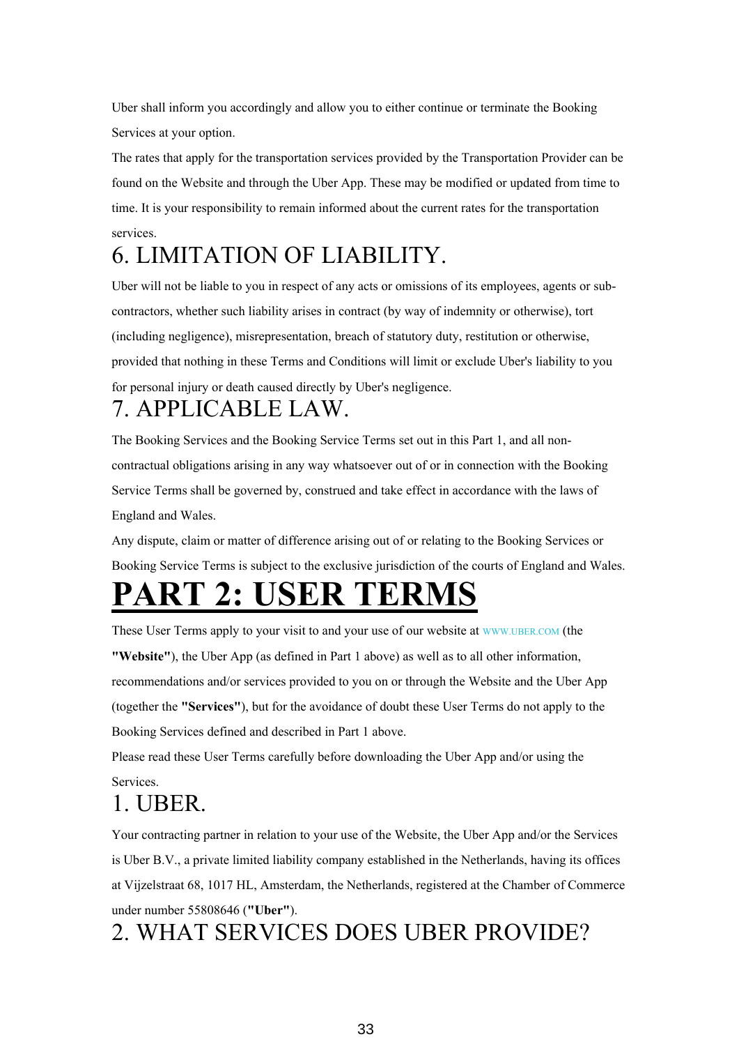Uber shall inform you accordingly and allow you to either continue or terminate the Booking Services at your option.

The rates that apply for the transportation services provided by the Transportation Provider can be found on the Website and through the Uber App. These may be modified or updated from time to time. It is your responsibility to remain informed about the current rates for the transportation services.

## 6. LIMITATION OF LIABILITY.

Uber will not be liable to you in respect of any acts or omissions of its employees, agents or sub-contractors, whether such liability arises in contract (by way of indemnity or otherwise), tort (including negligence), misrepresentation, breach of statutory duty, restitution or otherwise, provided that nothing in these Terms and Conditions will limit or exclude Uber's liability to you for personal injury or death caused directly by Uber's negligence.

## 7. APPLICABLE LAW.

The Booking Services and the Booking Service Terms set out in this Part 1, and all non-contractual obligations arising in any way whatsoever out of or in connection with the Booking Service Terms shall be governed by, construed and take effect in accordance with the laws of England and Wales.

Any dispute, claim or matter of difference arising out of or relating to the Booking Services or Booking Service Terms is subject to the exclusive jurisdiction of the courts of England and Wales.

# PART 2: USER TERMS

These User Terms apply to your visit to and your use of our website at WWW.UBER.COM (the **"Website"**), the Uber App (as defined in Part 1 above) as well as to all other information, recommendations and/or services provided to you on or through the Website and the Uber App (together the **"Services"**), but for the avoidance of doubt these User Terms do not apply to the Booking Services defined and described in Part 1 above.

Please read these User Terms carefully before downloading the Uber App and/or using the Services.

## 1. UBER.

Your contracting partner in relation to your use of the Website, the Uber App and/or the Services is Uber B.V., a private limited liability company established in the Netherlands, having its offices at Vijzelstraat 68, 1017 HL, Amsterdam, the Netherlands, registered at the Chamber of Commerce under number 55808646 (**"Uber"**).

## 2. WHAT SERVICES DOES UBER PROVIDE?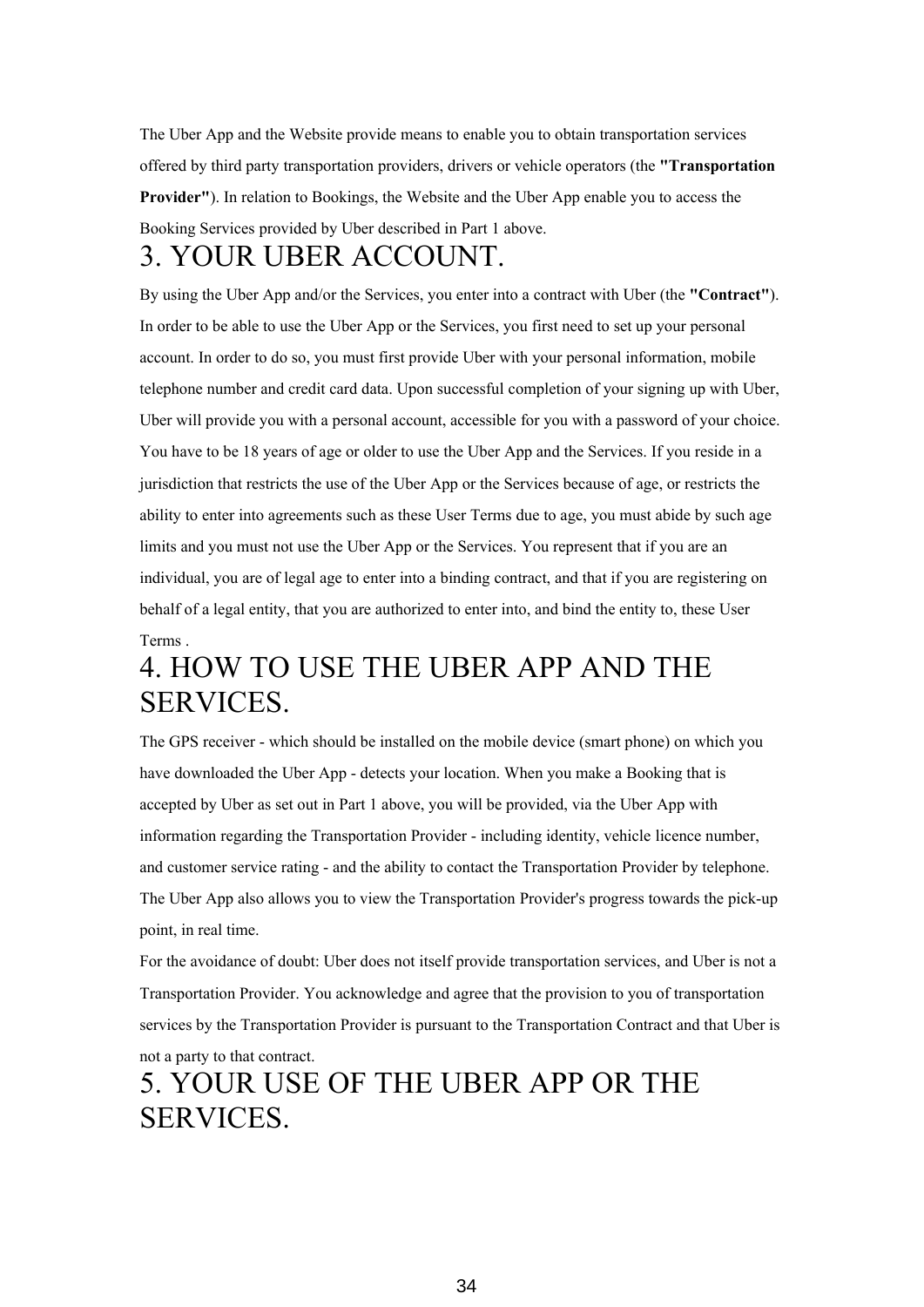The Uber App and the Website provide means to enable you to obtain transportation services offered by third party transportation providers, drivers or vehicle operators (the **"Transportation Provider"**). In relation to Bookings, the Website and the Uber App enable you to access the Booking Services provided by Uber described in Part 1 above.

# 3. YOUR UBER ACCOUNT.

By using the Uber App and/or the Services, you enter into a contract with Uber (the **"Contract"**). In order to be able to use the Uber App or the Services, you first need to set up your personal account. In order to do so, you must first provide Uber with your personal information, mobile telephone number and credit card data. Upon successful completion of your signing up with Uber, Uber will provide you with a personal account, accessible for you with a password of your choice. You have to be 18 years of age or older to use the Uber App and the Services. If you reside in a jurisdiction that restricts the use of the Uber App or the Services because of age, or restricts the ability to enter into agreements such as these User Terms due to age, you must abide by such age limits and you must not use the Uber App or the Services. You represent that if you are an individual, you are of legal age to enter into a binding contract, and that if you are registering on behalf of a legal entity, that you are authorized to enter into, and bind the entity to, these User Terms .

# 4. HOW TO USE THE UBER APP AND THE SERVICES.

The GPS receiver - which should be installed on the mobile device (smart phone) on which you have downloaded the Uber App - detects your location. When you make a Booking that is accepted by Uber as set out in Part 1 above, you will be provided, via the Uber App with information regarding the Transportation Provider - including identity, vehicle licence number, and customer service rating - and the ability to contact the Transportation Provider by telephone. The Uber App also allows you to view the Transportation Provider's progress towards the pick-up point, in real time.

For the avoidance of doubt: Uber does not itself provide transportation services, and Uber is not a Transportation Provider. You acknowledge and agree that the provision to you of transportation services by the Transportation Provider is pursuant to the Transportation Contract and that Uber is not a party to that contract.

# 5. YOUR USE OF THE UBER APP OR THE SERVICES.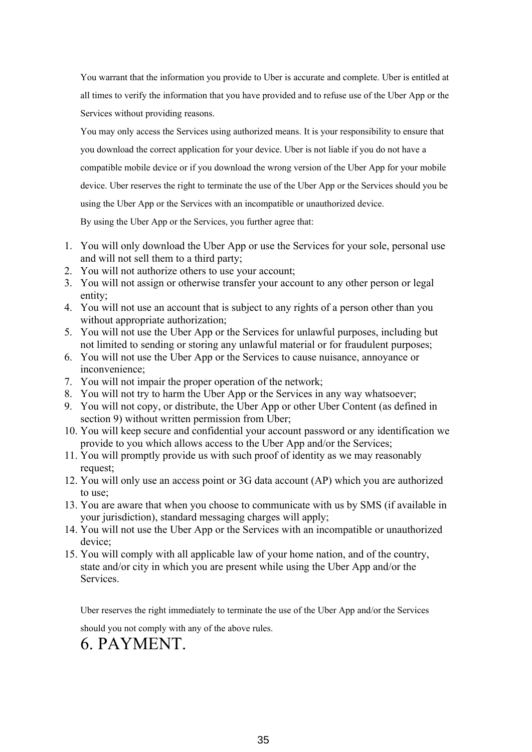You warrant that the information you provide to Uber is accurate and complete. Uber is entitled at all times to verify the information that you have provided and to refuse use of the Uber App or the Services without providing reasons.

You may only access the Services using authorized means. It is your responsibility to ensure that you download the correct application for your device. Uber is not liable if you do not have a compatible mobile device or if you download the wrong version of the Uber App for your mobile device. Uber reserves the right to terminate the use of the Uber App or the Services should you be using the Uber App or the Services with an incompatible or unauthorized device.

By using the Uber App or the Services, you further agree that:

1. You will only download the Uber App or use the Services for your sole, personal use and will not sell them to a third party;
2. You will not authorize others to use your account;
3. You will not assign or otherwise transfer your account to any other person or legal entity;
4. You will not use an account that is subject to any rights of a person other than you without appropriate authorization;
5. You will not use the Uber App or the Services for unlawful purposes, including but not limited to sending or storing any unlawful material or for fraudulent purposes;
6. You will not use the Uber App or the Services to cause nuisance, annoyance or inconvenience;
7. You will not impair the proper operation of the network;
8. You will not try to harm the Uber App or the Services in any way whatsoever;
9. You will not copy, or distribute, the Uber App or other Uber Content (as defined in section 9) without written permission from Uber;
10. You will keep secure and confidential your account password or any identification we provide to you which allows access to the Uber App and/or the Services;
11. You will promptly provide us with such proof of identity as we may reasonably request;
12. You will only use an access point or 3G data account (AP) which you are authorized to use;
13. You are aware that when you choose to communicate with us by SMS (if available in your jurisdiction), standard messaging charges will apply;
14. You will not use the Uber App or the Services with an incompatible or unauthorized device;
15. You will comply with all applicable law of your home nation, and of the country, state and/or city in which you are present while using the Uber App and/or the Services.

Uber reserves the right immediately to terminate the use of the Uber App and/or the Services should you not comply with any of the above rules.

# 6. PAYMENT.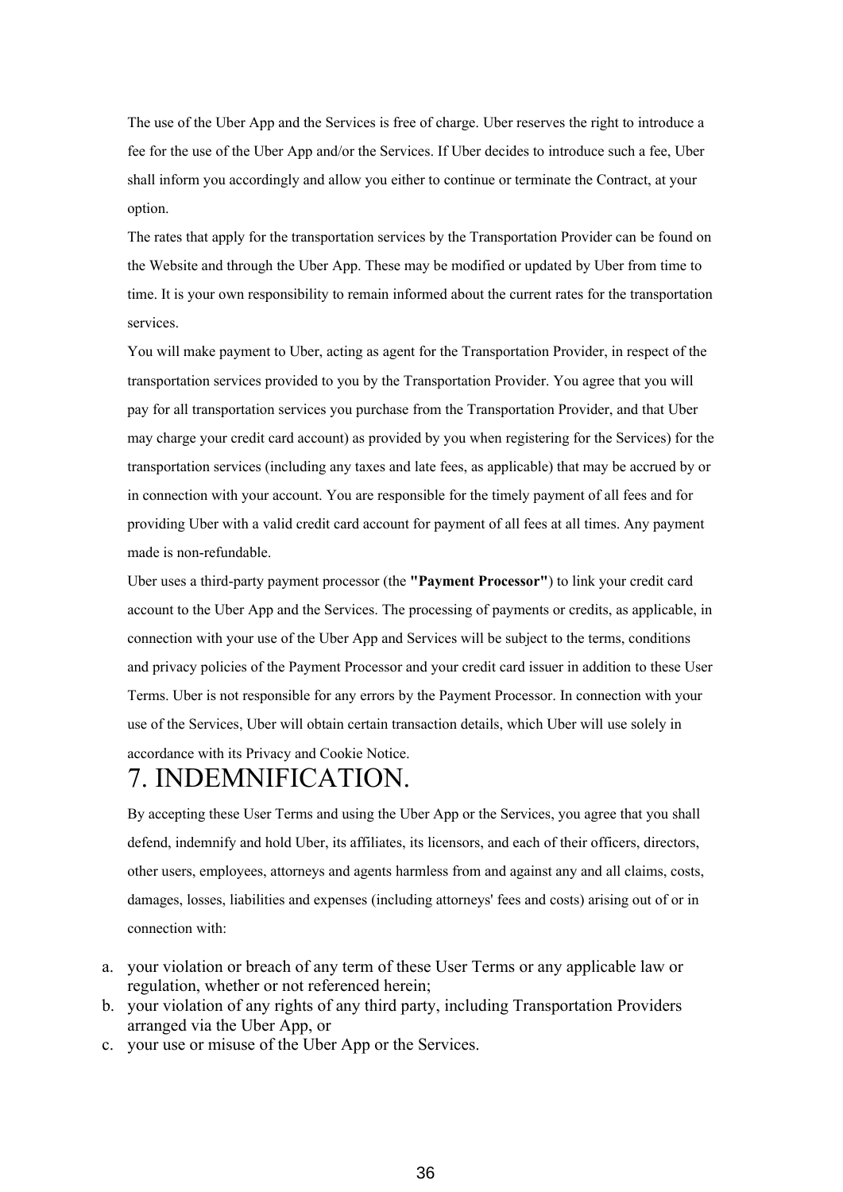The use of the Uber App and the Services is free of charge. Uber reserves the right to introduce a fee for the use of the Uber App and/or the Services. If Uber decides to introduce such a fee, Uber shall inform you accordingly and allow you either to continue or terminate the Contract, at your option.

The rates that apply for the transportation services by the Transportation Provider can be found on the Website and through the Uber App. These may be modified or updated by Uber from time to time. It is your own responsibility to remain informed about the current rates for the transportation services.

You will make payment to Uber, acting as agent for the Transportation Provider, in respect of the transportation services provided to you by the Transportation Provider. You agree that you will pay for all transportation services you purchase from the Transportation Provider, and that Uber may charge your credit card account) as provided by you when registering for the Services) for the transportation services (including any taxes and late fees, as applicable) that may be accrued by or in connection with your account. You are responsible for the timely payment of all fees and for providing Uber with a valid credit card account for payment of all fees at all times. Any payment made is non-refundable.

Uber uses a third-party payment processor (the **"Payment Processor"**) to link your credit card account to the Uber App and the Services. The processing of payments or credits, as applicable, in connection with your use of the Uber App and Services will be subject to the terms, conditions and privacy policies of the Payment Processor and your credit card issuer in addition to these User Terms. Uber is not responsible for any errors by the Payment Processor. In connection with your use of the Services, Uber will obtain certain transaction details, which Uber will use solely in accordance with its Privacy and Cookie Notice.

# 7. INDEMNIFICATION.

By accepting these User Terms and using the Uber App or the Services, you agree that you shall defend, indemnify and hold Uber, its affiliates, its licensors, and each of their officers, directors, other users, employees, attorneys and agents harmless from and against any and all claims, costs, damages, losses, liabilities and expenses (including attorneys' fees and costs) arising out of or in connection with:

a. your violation or breach of any term of these User Terms or any applicable law or regulation, whether or not referenced herein;
b. your violation of any rights of any third party, including Transportation Providers arranged via the Uber App, or
c. your use or misuse of the Uber App or the Services.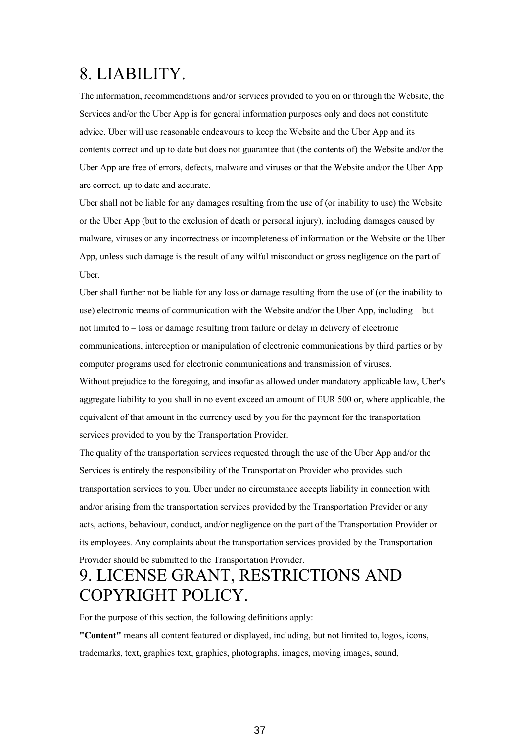# 8. LIABILITY.

The information, recommendations and/or services provided to you on or through the Website, the Services and/or the Uber App is for general information purposes only and does not constitute advice. Uber will use reasonable endeavours to keep the Website and the Uber App and its contents correct and up to date but does not guarantee that (the contents of) the Website and/or the Uber App are free of errors, defects, malware and viruses or that the Website and/or the Uber App are correct, up to date and accurate.

Uber shall not be liable for any damages resulting from the use of (or inability to use) the Website or the Uber App (but to the exclusion of death or personal injury), including damages caused by malware, viruses or any incorrectness or incompleteness of information or the Website or the Uber App, unless such damage is the result of any wilful misconduct or gross negligence on the part of Uber.

Uber shall further not be liable for any loss or damage resulting from the use of (or the inability to use) electronic means of communication with the Website and/or the Uber App, including – but not limited to – loss or damage resulting from failure or delay in delivery of electronic communications, interception or manipulation of electronic communications by third parties or by computer programs used for electronic communications and transmission of viruses.

Without prejudice to the foregoing, and insofar as allowed under mandatory applicable law, Uber's aggregate liability to you shall in no event exceed an amount of EUR 500 or, where applicable, the equivalent of that amount in the currency used by you for the payment for the transportation services provided to you by the Transportation Provider.

The quality of the transportation services requested through the use of the Uber App and/or the Services is entirely the responsibility of the Transportation Provider who provides such transportation services to you. Uber under no circumstance accepts liability in connection with and/or arising from the transportation services provided by the Transportation Provider or any acts, actions, behaviour, conduct, and/or negligence on the part of the Transportation Provider or its employees. Any complaints about the transportation services provided by the Transportation Provider should be submitted to the Transportation Provider.

# 9. LICENSE GRANT, RESTRICTIONS AND COPYRIGHT POLICY.

For the purpose of this section, the following definitions apply:

**"Content"** means all content featured or displayed, including, but not limited to, logos, icons, trademarks, text, graphics text, graphics, photographs, images, moving images, sound,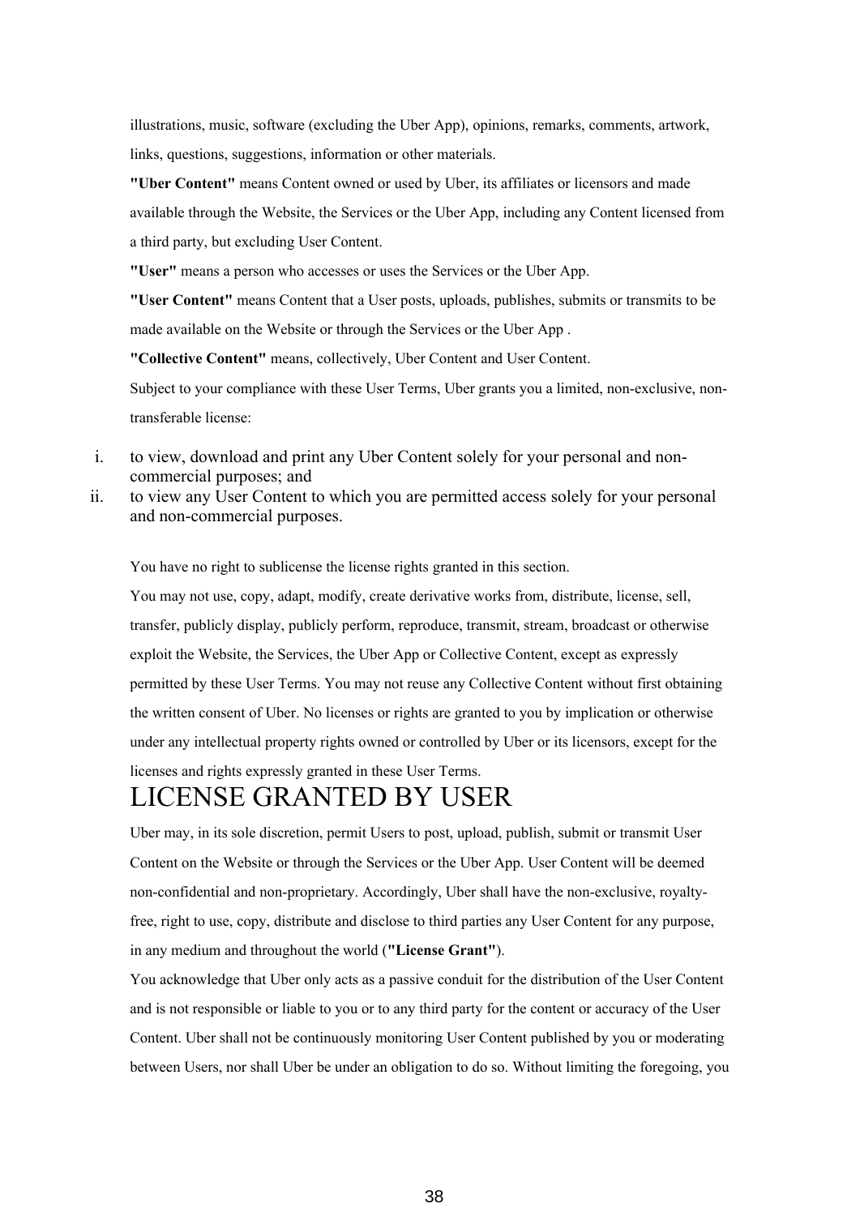illustrations, music, software (excluding the Uber App), opinions, remarks, comments, artwork, links, questions, suggestions, information or other materials.

**"Uber Content"** means Content owned or used by Uber, its affiliates or licensors and made available through the Website, the Services or the Uber App, including any Content licensed from a third party, but excluding User Content.

**"User"** means a person who accesses or uses the Services or the Uber App.

**"User Content"** means Content that a User posts, uploads, publishes, submits or transmits to be made available on the Website or through the Services or the Uber App .

**"Collective Content"** means, collectively, Uber Content and User Content.

Subject to your compliance with these User Terms, Uber grants you a limited, non-exclusive, non-transferable license:

i. to view, download and print any Uber Content solely for your personal and non-commercial purposes; and
ii. to view any User Content to which you are permitted access solely for your personal and non-commercial purposes.

You have no right to sublicense the license rights granted in this section.

You may not use, copy, adapt, modify, create derivative works from, distribute, license, sell, transfer, publicly display, publicly perform, reproduce, transmit, stream, broadcast or otherwise exploit the Website, the Services, the Uber App or Collective Content, except as expressly permitted by these User Terms. You may not reuse any Collective Content without first obtaining the written consent of Uber. No licenses or rights are granted to you by implication or otherwise under any intellectual property rights owned or controlled by Uber or its licensors, except for the licenses and rights expressly granted in these User Terms.

# LICENSE GRANTED BY USER

Uber may, in its sole discretion, permit Users to post, upload, publish, submit or transmit User Content on the Website or through the Services or the Uber App. User Content will be deemed non-confidential and non-proprietary. Accordingly, Uber shall have the non-exclusive, royalty-free, right to use, copy, distribute and disclose to third parties any User Content for any purpose, in any medium and throughout the world (**"License Grant"**).

You acknowledge that Uber only acts as a passive conduit for the distribution of the User Content and is not responsible or liable to you or to any third party for the content or accuracy of the User Content. Uber shall not be continuously monitoring User Content published by you or moderating between Users, nor shall Uber be under an obligation to do so. Without limiting the foregoing, you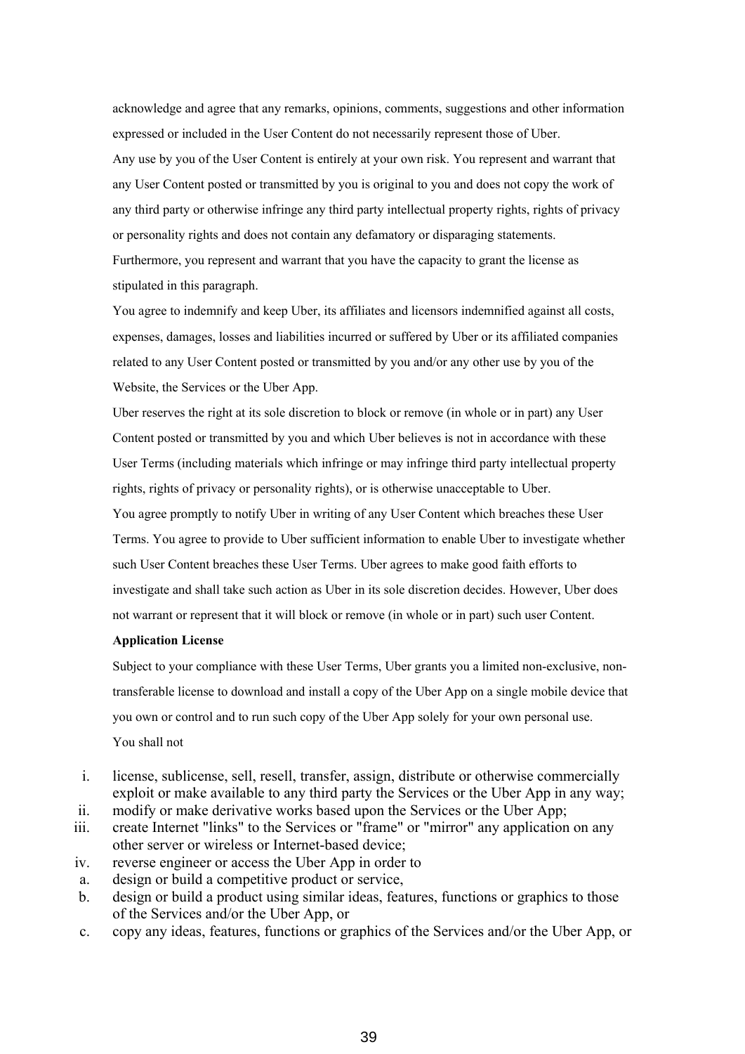acknowledge and agree that any remarks, opinions, comments, suggestions and other information expressed or included in the User Content do not necessarily represent those of Uber.

Any use by you of the User Content is entirely at your own risk. You represent and warrant that any User Content posted or transmitted by you is original to you and does not copy the work of any third party or otherwise infringe any third party intellectual property rights, rights of privacy or personality rights and does not contain any defamatory or disparaging statements. Furthermore, you represent and warrant that you have the capacity to grant the license as stipulated in this paragraph.

You agree to indemnify and keep Uber, its affiliates and licensors indemnified against all costs, expenses, damages, losses and liabilities incurred or suffered by Uber or its affiliated companies related to any User Content posted or transmitted by you and/or any other use by you of the Website, the Services or the Uber App.

Uber reserves the right at its sole discretion to block or remove (in whole or in part) any User Content posted or transmitted by you and which Uber believes is not in accordance with these User Terms (including materials which infringe or may infringe third party intellectual property rights, rights of privacy or personality rights), or is otherwise unacceptable to Uber.

You agree promptly to notify Uber in writing of any User Content which breaches these User Terms. You agree to provide to Uber sufficient information to enable Uber to investigate whether such User Content breaches these User Terms. Uber agrees to make good faith efforts to investigate and shall take such action as Uber in its sole discretion decides. However, Uber does not warrant or represent that it will block or remove (in whole or in part) such user Content.

**Application License**

Subject to your compliance with these User Terms, Uber grants you a limited non-exclusive, non-transferable license to download and install a copy of the Uber App on a single mobile device that you own or control and to run such copy of the Uber App solely for your own personal use.

You shall not

i. license, sublicense, sell, resell, transfer, assign, distribute or otherwise commercially exploit or make available to any third party the Services or the Uber App in any way;
ii. modify or make derivative works based upon the Services or the Uber App;
iii. create Internet "links" to the Services or "frame" or "mirror" any application on any other server or wireless or Internet-based device;
iv. reverse engineer or access the Uber App in order to
a. design or build a competitive product or service,
b. design or build a product using similar ideas, features, functions or graphics to those of the Services and/or the Uber App, or
c. copy any ideas, features, functions or graphics of the Services and/or the Uber App, or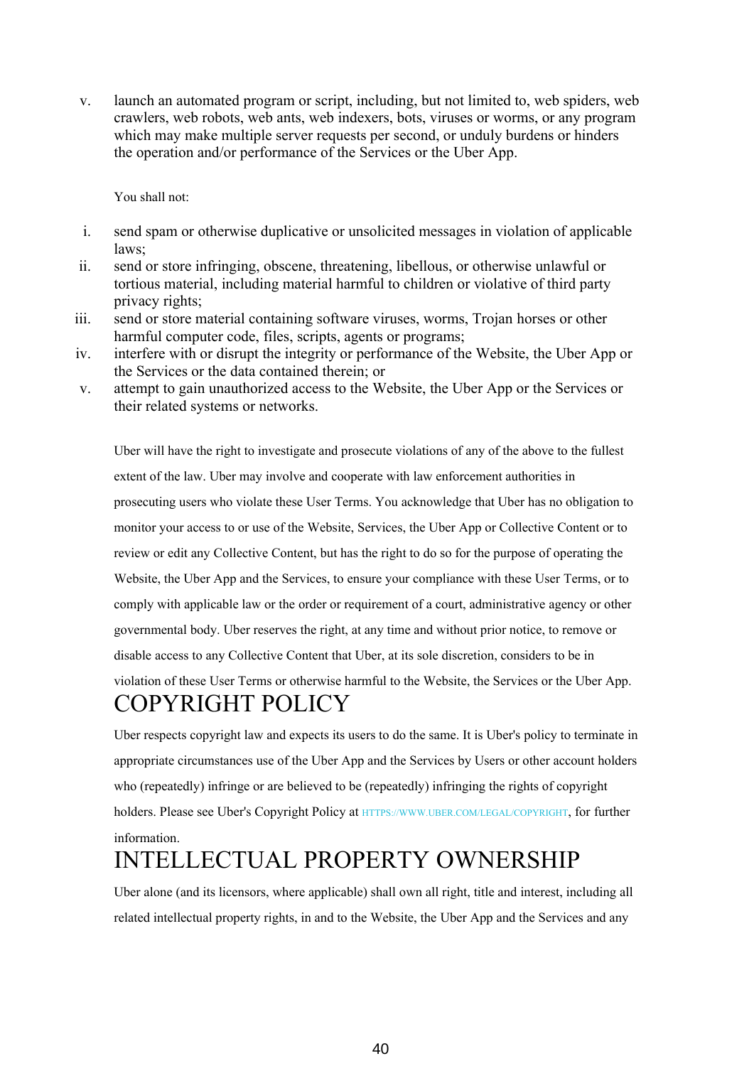v. launch an automated program or script, including, but not limited to, web spiders, web crawlers, web robots, web ants, web indexers, bots, viruses or worms, or any program which may make multiple server requests per second, or unduly burdens or hinders the operation and/or performance of the Services or the Uber App.

You shall not:

i. send spam or otherwise duplicative or unsolicited messages in violation of applicable laws;
ii. send or store infringing, obscene, threatening, libellous, or otherwise unlawful or tortious material, including material harmful to children or violative of third party privacy rights;
iii. send or store material containing software viruses, worms, Trojan horses or other harmful computer code, files, scripts, agents or programs;
iv. interfere with or disrupt the integrity or performance of the Website, the Uber App or the Services or the data contained therein; or
v. attempt to gain unauthorized access to the Website, the Uber App or the Services or their related systems or networks.

Uber will have the right to investigate and prosecute violations of any of the above to the fullest extent of the law. Uber may involve and cooperate with law enforcement authorities in prosecuting users who violate these User Terms. You acknowledge that Uber has no obligation to monitor your access to or use of the Website, Services, the Uber App or Collective Content or to review or edit any Collective Content, but has the right to do so for the purpose of operating the Website, the Uber App and the Services, to ensure your compliance with these User Terms, or to comply with applicable law or the order or requirement of a court, administrative agency or other governmental body. Uber reserves the right, at any time and without prior notice, to remove or disable access to any Collective Content that Uber, at its sole discretion, considers to be in violation of these User Terms or otherwise harmful to the Website, the Services or the Uber App.

# COPYRIGHT POLICY

Uber respects copyright law and expects its users to do the same. It is Uber's policy to terminate in appropriate circumstances use of the Uber App and the Services by Users or other account holders who (repeatedly) infringe or are believed to be (repeatedly) infringing the rights of copyright holders. Please see Uber's Copyright Policy at HTTPS://WWW.UBER.COM/LEGAL/COPYRIGHT, for further information.

# INTELLECTUAL PROPERTY OWNERSHIP

Uber alone (and its licensors, where applicable) shall own all right, title and interest, including all related intellectual property rights, in and to the Website, the Uber App and the Services and any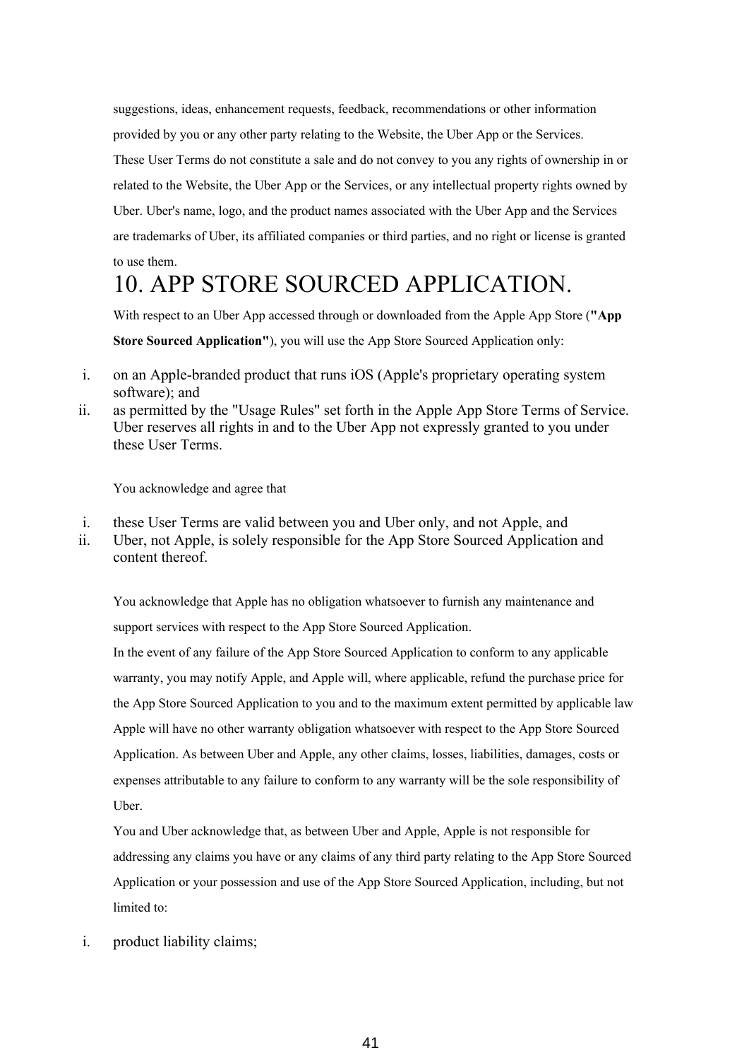suggestions, ideas, enhancement requests, feedback, recommendations or other information provided by you or any other party relating to the Website, the Uber App or the Services.

These User Terms do not constitute a sale and do not convey to you any rights of ownership in or related to the Website, the Uber App or the Services, or any intellectual property rights owned by Uber. Uber's name, logo, and the product names associated with the Uber App and the Services are trademarks of Uber, its affiliated companies or third parties, and no right or license is granted to use them.

# 10. APP STORE SOURCED APPLICATION.

With respect to an Uber App accessed through or downloaded from the Apple App Store (**"App Store Sourced Application"**), you will use the App Store Sourced Application only:

i. on an Apple-branded product that runs iOS (Apple's proprietary operating system software); and
ii. as permitted by the "Usage Rules" set forth in the Apple App Store Terms of Service. Uber reserves all rights in and to the Uber App not expressly granted to you under these User Terms.

You acknowledge and agree that

i. these User Terms are valid between you and Uber only, and not Apple, and
ii. Uber, not Apple, is solely responsible for the App Store Sourced Application and content thereof.

You acknowledge that Apple has no obligation whatsoever to furnish any maintenance and support services with respect to the App Store Sourced Application.

In the event of any failure of the App Store Sourced Application to conform to any applicable warranty, you may notify Apple, and Apple will, where applicable, refund the purchase price for the App Store Sourced Application to you and to the maximum extent permitted by applicable law Apple will have no other warranty obligation whatsoever with respect to the App Store Sourced Application. As between Uber and Apple, any other claims, losses, liabilities, damages, costs or expenses attributable to any failure to conform to any warranty will be the sole responsibility of Uber.

You and Uber acknowledge that, as between Uber and Apple, Apple is not responsible for addressing any claims you have or any claims of any third party relating to the App Store Sourced Application or your possession and use of the App Store Sourced Application, including, but not limited to:

i. product liability claims;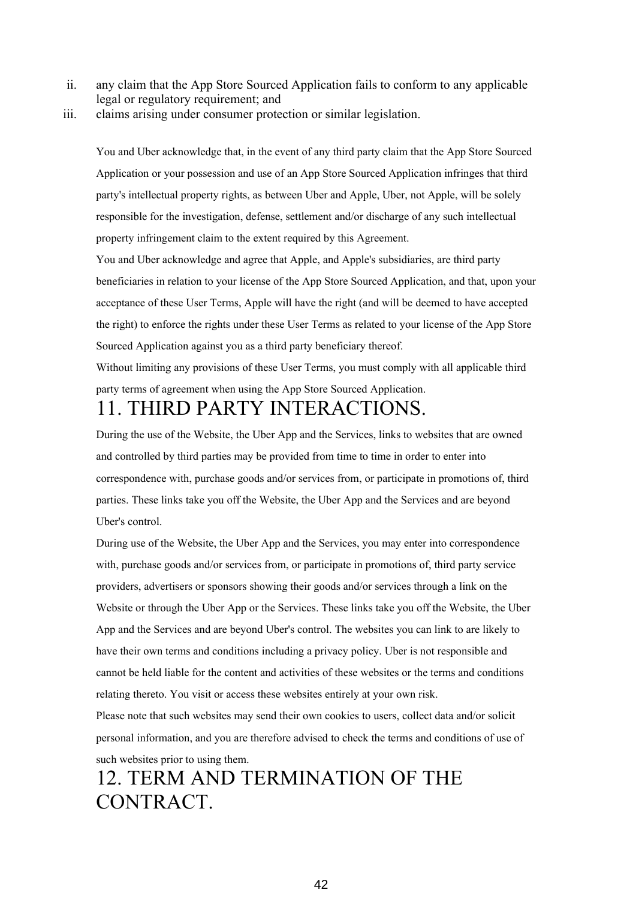ii. any claim that the App Store Sourced Application fails to conform to any applicable legal or regulatory requirement; and
iii. claims arising under consumer protection or similar legislation.

You and Uber acknowledge that, in the event of any third party claim that the App Store Sourced Application or your possession and use of an App Store Sourced Application infringes that third party's intellectual property rights, as between Uber and Apple, Uber, not Apple, will be solely responsible for the investigation, defense, settlement and/or discharge of any such intellectual property infringement claim to the extent required by this Agreement.

You and Uber acknowledge and agree that Apple, and Apple's subsidiaries, are third party beneficiaries in relation to your license of the App Store Sourced Application, and that, upon your acceptance of these User Terms, Apple will have the right (and will be deemed to have accepted the right) to enforce the rights under these User Terms as related to your license of the App Store Sourced Application against you as a third party beneficiary thereof.

Without limiting any provisions of these User Terms, you must comply with all applicable third party terms of agreement when using the App Store Sourced Application.

# 11. THIRD PARTY INTERACTIONS.

During the use of the Website, the Uber App and the Services, links to websites that are owned and controlled by third parties may be provided from time to time in order to enter into correspondence with, purchase goods and/or services from, or participate in promotions of, third parties. These links take you off the Website, the Uber App and the Services and are beyond Uber's control.

During use of the Website, the Uber App and the Services, you may enter into correspondence with, purchase goods and/or services from, or participate in promotions of, third party service providers, advertisers or sponsors showing their goods and/or services through a link on the Website or through the Uber App or the Services. These links take you off the Website, the Uber App and the Services and are beyond Uber's control. The websites you can link to are likely to have their own terms and conditions including a privacy policy. Uber is not responsible and cannot be held liable for the content and activities of these websites or the terms and conditions relating thereto. You visit or access these websites entirely at your own risk.

Please note that such websites may send their own cookies to users, collect data and/or solicit personal information, and you are therefore advised to check the terms and conditions of use of such websites prior to using them.

# 12. TERM AND TERMINATION OF THE CONTRACT.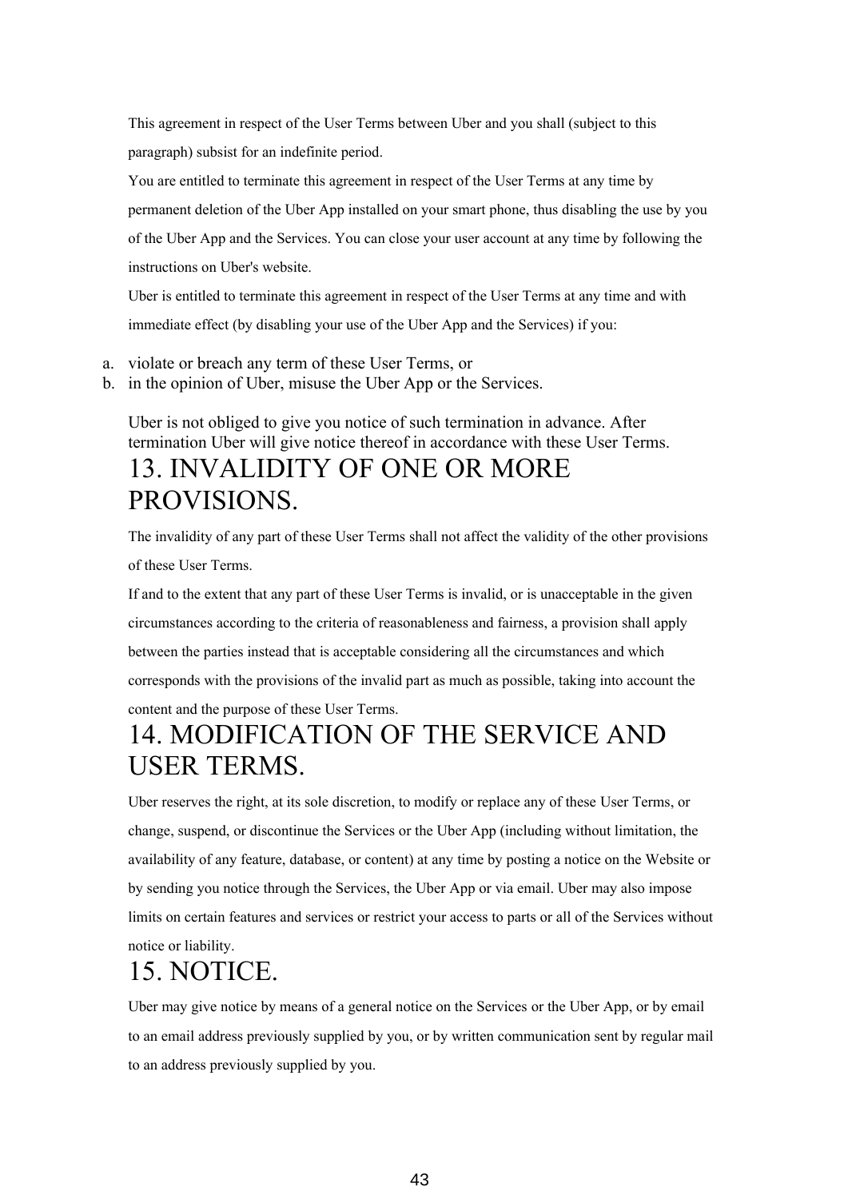This agreement in respect of the User Terms between Uber and you shall (subject to this paragraph) subsist for an indefinite period.

You are entitled to terminate this agreement in respect of the User Terms at any time by permanent deletion of the Uber App installed on your smart phone, thus disabling the use by you of the Uber App and the Services. You can close your user account at any time by following the instructions on Uber's website.

Uber is entitled to terminate this agreement in respect of the User Terms at any time and with immediate effect (by disabling your use of the Uber App and the Services) if you:

a. violate or breach any term of these User Terms, or
b. in the opinion of Uber, misuse the Uber App or the Services.

Uber is not obliged to give you notice of such termination in advance. After termination Uber will give notice thereof in accordance with these User Terms.

# 13. INVALIDITY OF ONE OR MORE PROVISIONS.

The invalidity of any part of these User Terms shall not affect the validity of the other provisions of these User Terms.

If and to the extent that any part of these User Terms is invalid, or is unacceptable in the given circumstances according to the criteria of reasonableness and fairness, a provision shall apply between the parties instead that is acceptable considering all the circumstances and which corresponds with the provisions of the invalid part as much as possible, taking into account the content and the purpose of these User Terms.

# 14. MODIFICATION OF THE SERVICE AND USER TERMS.

Uber reserves the right, at its sole discretion, to modify or replace any of these User Terms, or change, suspend, or discontinue the Services or the Uber App (including without limitation, the availability of any feature, database, or content) at any time by posting a notice on the Website or by sending you notice through the Services, the Uber App or via email. Uber may also impose limits on certain features and services or restrict your access to parts or all of the Services without notice or liability.

# 15. NOTICE.

Uber may give notice by means of a general notice on the Services or the Uber App, or by email to an email address previously supplied by you, or by written communication sent by regular mail to an address previously supplied by you.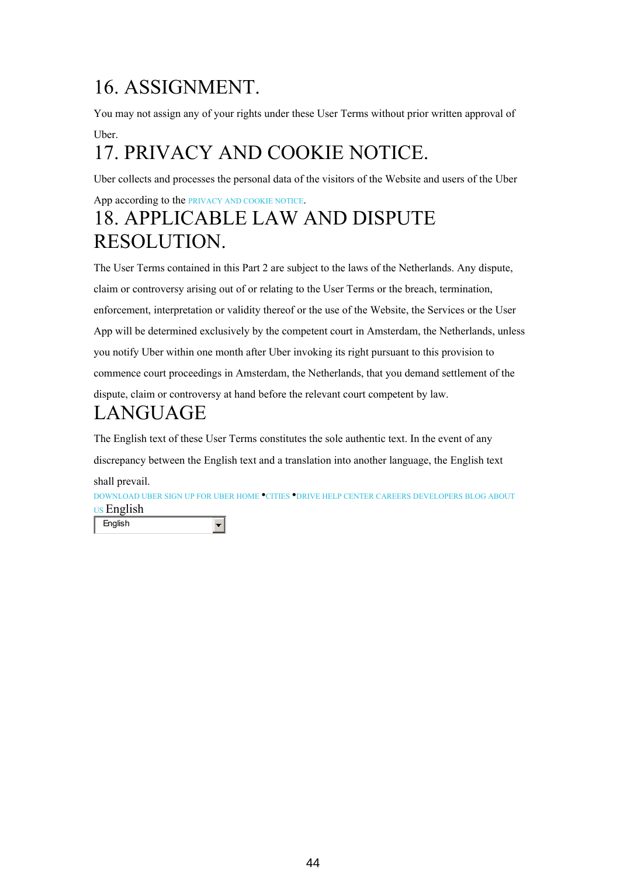# 16. ASSIGNMENT.

You may not assign any of your rights under these User Terms without prior written approval of Uber.

# 17. PRIVACY AND COOKIE NOTICE.

Uber collects and processes the personal data of the visitors of the Website and users of the Uber App according to the PRIVACY AND COOKIE NOTICE.

# 18. APPLICABLE LAW AND DISPUTE RESOLUTION.

The User Terms contained in this Part 2 are subject to the laws of the Netherlands. Any dispute, claim or controversy arising out of or relating to the User Terms or the breach, termination, enforcement, interpretation or validity thereof or the use of the Website, the Services or the User App will be determined exclusively by the competent court in Amsterdam, the Netherlands, unless you notify Uber within one month after Uber invoking its right pursuant to this provision to commence court proceedings in Amsterdam, the Netherlands, that you demand settlement of the dispute, claim or controversy at hand before the relevant court competent by law.

# LANGUAGE

The English text of these User Terms constitutes the sole authentic text. In the event of any discrepancy between the English text and a translation into another language, the English text shall prevail.

DOWNLOAD UBER SIGN UP FOR UBER HOME •CITIES •DRIVE HELP CENTER CAREERS DEVELOPERS BLOG ABOUT US English

English